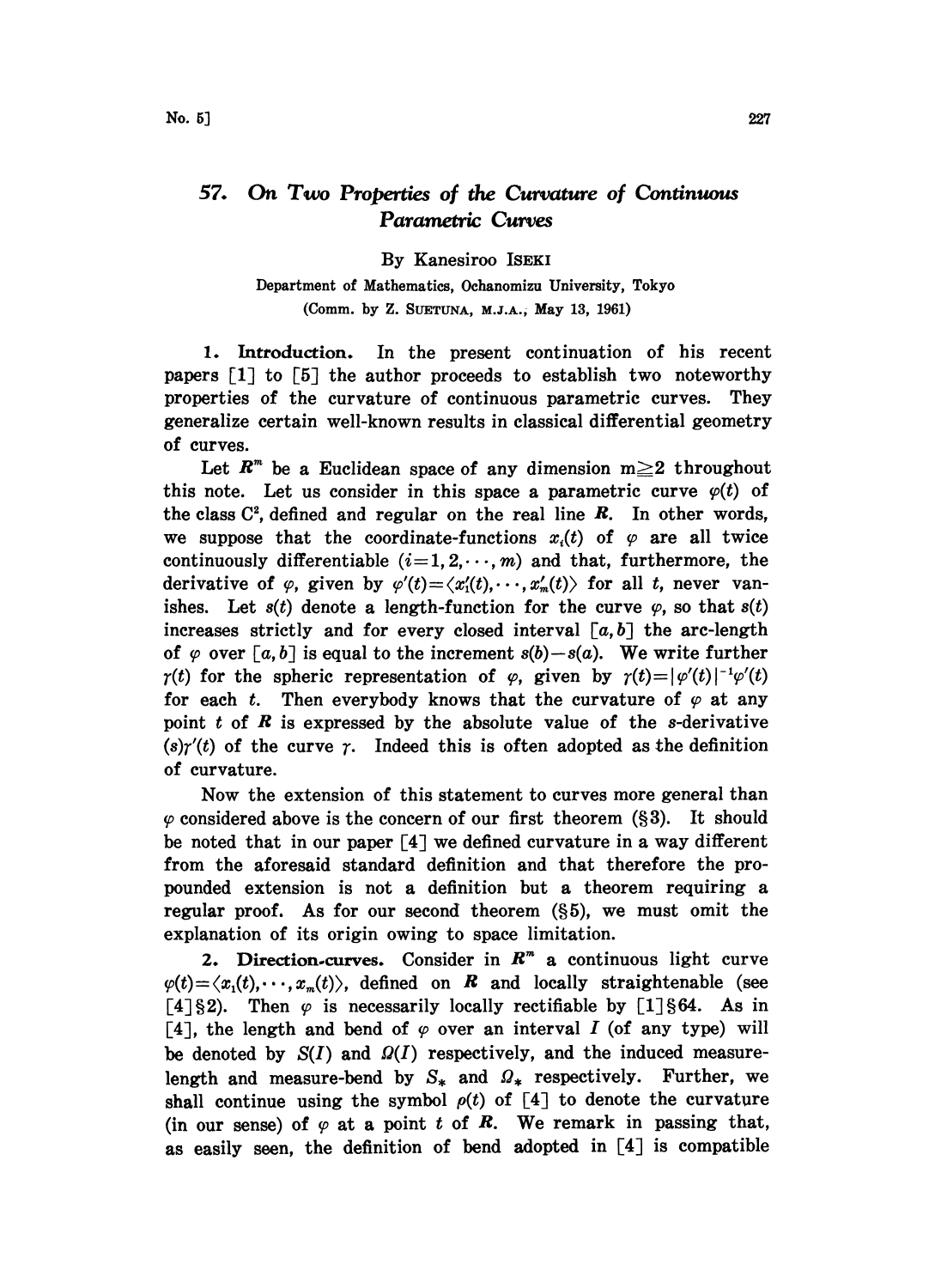# 57. On Two Properties of the Curvature of Continuous Parametric Curves

By Kanesiroo ISEKI

Department of Mathematics, Ochanomizu University, Tokyo
(Comm. by Z. SUETUNA, M.J.A., May 13, 1961)

**1. Introduction.** In the present continuation of his recent papers [1] to [5] the author proceeds to establish two noteworthy properties of the curvature of continuous parametric curves. They generalize certain well-known results in classical differential geometry of curves.

Let $\boldsymbol{R}^m$ be a Euclidean space of any dimension $m \geqq 2$ throughout this note. Let us consider in this space a parametric curve $\varphi(t)$ of the class $C^2$, defined and regular on the real line $\boldsymbol{R}$. In other words, we suppose that the coordinate-functions $x_i(t)$ of $\varphi$ are all twice continuously differentiable $(i=1, 2, \cdots, m)$ and that, furthermore, the derivative of $\varphi$, given by $\varphi'(t)=\langle x_1'(t), \cdots, x_m'(t)\rangle$ for all $t$, never vanishes. Let $s(t)$ denote a length-function for the curve $\varphi$, so that $s(t)$ increases strictly and for every closed interval $[a, b]$ the arc-length of $\varphi$ over $[a, b]$ is equal to the increment $s(b)-s(a)$. We write further $\gamma(t)$ for the spheric representation of $\varphi$, given by $\gamma(t)=|\varphi'(t)|^{-1}\varphi'(t)$ for each $t$. Then everybody knows that the curvature of $\varphi$ at any point $t$ of $\boldsymbol{R}$ is expressed by the absolute value of the $s$-derivative $(s)\gamma'(t)$ of the curve $\gamma$. Indeed this is often adopted as the definition of curvature.

Now the extension of this statement to curves more general than $\varphi$ considered above is the concern of our first theorem (§3). It should be noted that in our paper [4] we defined curvature in a way different from the aforesaid standard definition and that therefore the propounded extension is not a definition but a theorem requiring a regular proof. As for our second theorem (§5), we must omit the explanation of its origin owing to space limitation.

**2. Direction-curves.** Consider in $\boldsymbol{R}^m$ a continuous light curve $\varphi(t)=\langle x_1(t), \cdots, x_m(t)\rangle$, defined on $\boldsymbol{R}$ and locally straightenable (see [4] §2). Then $\varphi$ is necessarily locally rectifiable by [1] §64. As in [4], the length and bend of $\varphi$ over an interval $I$ (of any type) will be denoted by $S(I)$ and $\Omega(I)$ respectively, and the induced measure-length and measure-bend by $S_*$ and $\Omega_*$ respectively. Further, we shall continue using the symbol $\rho(t)$ of [4] to denote the curvature (in our sense) of $\varphi$ at a point $t$ of $\boldsymbol{R}$. We remark in passing that, as easily seen, the definition of bend adopted in [4] is compatible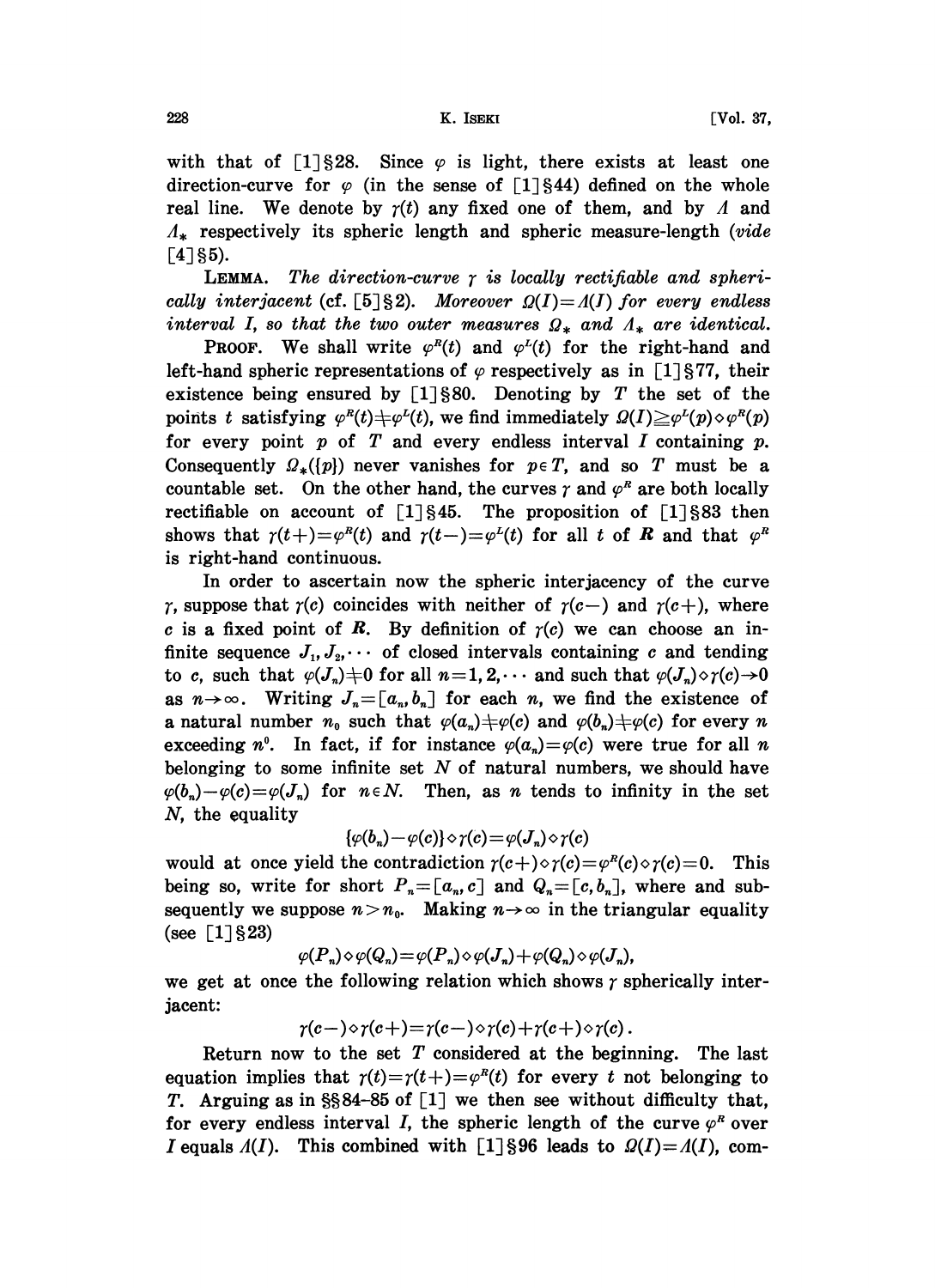with that of [1] §28. Since $\varphi$ is light, there exists at least one direction-curve for $\varphi$ (in the sense of [1] §44) defined on the whole real line. We denote by $\gamma(t)$ any fixed one of them, and by $\Lambda$ and $\Lambda_*$ respectively its spheric length and spheric measure-length (*vide* [4] §5).

**Lemma.** *The direction-curve $\gamma$ is locally rectifiable and spherically interjacent (cf. [5] §2). Moreover $\Omega(I)=\Lambda(I)$ for every endless interval $I$, so that the two outer measures $\Omega_*$ and $\Lambda_*$ are identical.*

**Proof.** We shall write $\varphi^R(t)$ and $\varphi^L(t)$ for the right-hand and left-hand spheric representations of $\varphi$ respectively as in [1] §77, their existence being ensured by [1] §80. Denoting by $T$ the set of the points $t$ satisfying $\varphi^R(t)\neq\varphi^L(t)$, we find immediately $\Omega(I)\geqq\varphi^L(p)\diamond\varphi^R(p)$ for every point $p$ of $T$ and every endless interval $I$ containing $p$. Consequently $\Omega_*(\{p\})$ never vanishes for $p\in T$, and so $T$ must be a countable set. On the other hand, the curves $\gamma$ and $\varphi^R$ are both locally rectifiable on account of [1] §45. The proposition of [1] §83 then shows that $\gamma(t+)=\varphi^R(t)$ and $\gamma(t-)=\varphi^L(t)$ for all $t$ of $\boldsymbol{R}$ and that $\varphi^R$ is right-hand continuous.

In order to ascertain now the spheric interjacency of the curve $\gamma$, suppose that $\gamma(c)$ coincides with neither of $\gamma(c-)$ and $\gamma(c+)$, where $c$ is a fixed point of $\boldsymbol{R}$. By definition of $\gamma(c)$ we can choose an infinite sequence $J_1, J_2, \cdots$ of closed intervals containing $c$ and tending to $c$, such that $\varphi(J_n)\neq 0$ for all $n=1,2,\cdots$ and such that $\varphi(J_n)\diamond\gamma(c)\to 0$ as $n\to\infty$. Writing $J_n=[a_n, b_n]$ for each $n$, we find the existence of a natural number $n_0$ such that $\varphi(a_n)\neq\varphi(c)$ and $\varphi(b_n)\neq\varphi(c)$ for every $n$ exceeding $n^0$. In fact, if for instance $\varphi(a_n)=\varphi(c)$ were true for all $n$ belonging to some infinite set $N$ of natural numbers, we should have $\varphi(b_n)-\varphi(c)=\varphi(J_n)$ for $n\in N$. Then, as $n$ tends to infinity in the set $N$, the equality

$$\{\varphi(b_n)-\varphi(c)\}\diamond\gamma(c)=\varphi(J_n)\diamond\gamma(c)$$

would at once yield the contradiction $\gamma(c+)\diamond\gamma(c)=\varphi^R(c)\diamond\gamma(c)=0$. This being so, write for short $P_n=[a_n, c]$ and $Q_n=[c, b_n]$, where and subsequently we suppose $n>n_0$. Making $n\to\infty$ in the triangular equality (see [1] §23)

$$\varphi(P_n)\diamond\varphi(Q_n)=\varphi(P_n)\diamond\varphi(J_n)+\varphi(Q_n)\diamond\varphi(J_n),$$

we get at once the following relation which shows $\gamma$ spherically interjacent:

$$\gamma(c-)\diamond\gamma(c+)=\gamma(c-)\diamond\gamma(c)+\gamma(c+)\diamond\gamma(c).$$

Return now to the set $T$ considered at the beginning. The last equation implies that $\gamma(t)=\gamma(t+)=\varphi^R(t)$ for every $t$ not belonging to $T$. Arguing as in §§84–85 of [1] we then see without difficulty that, for every endless interval $I$, the spheric length of the curve $\varphi^R$ over $I$ equals $\Lambda(I)$. This combined with [1] §96 leads to $\Omega(I)=\Lambda(I)$, com-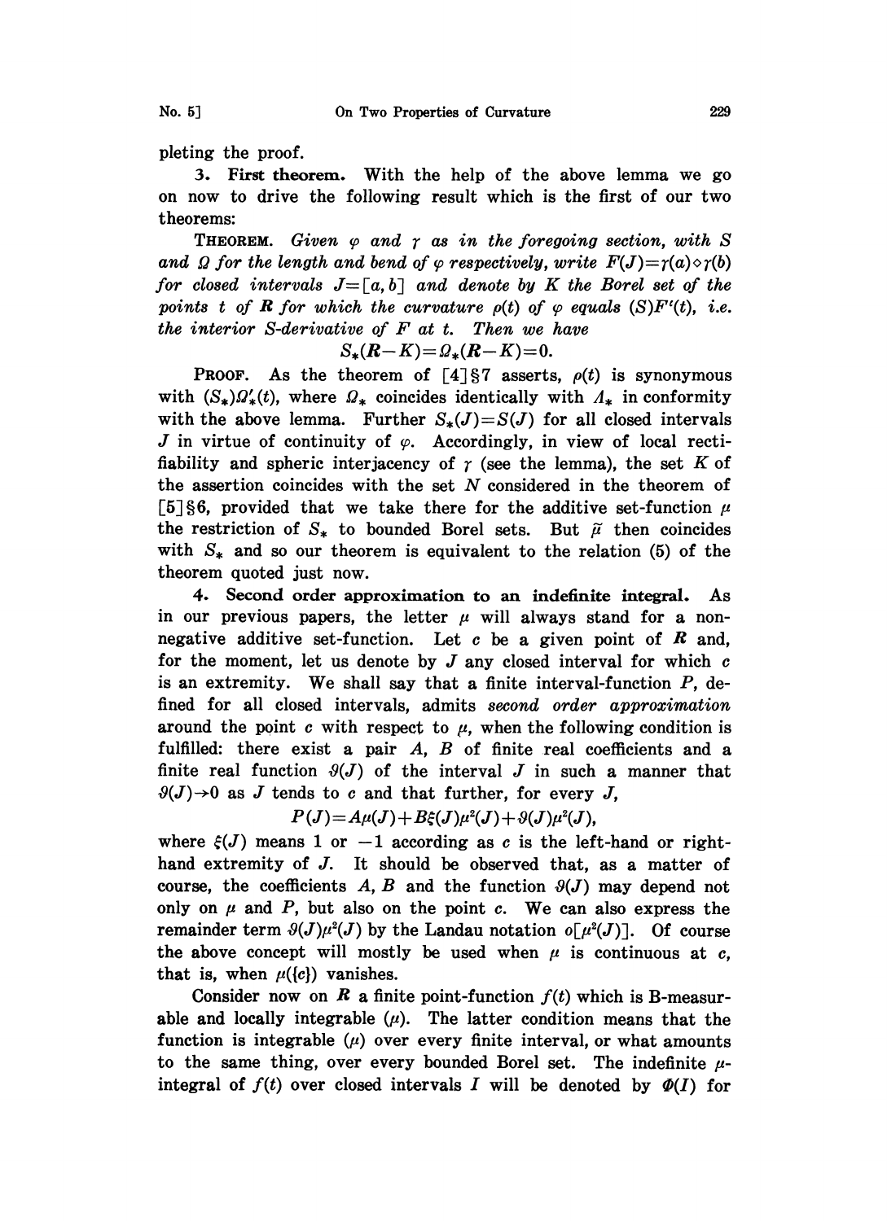pleting the proof.

**3. First theorem.** With the help of the above lemma we go on now to drive the following result which is the first of our two theorems:

**Theorem.** *Given $\varphi$ and $\gamma$ as in the foregoing section, with $S$ and $\Omega$ for the length and bend of $\varphi$ respectively, write $F(J)=\gamma(a)\diamond\gamma(b)$ for closed intervals $J=[a,b]$ and denote by $K$ the Borel set of the points $t$ of $\boldsymbol{R}$ for which the curvature $\rho(t)$ of $\varphi$ equals $(S)F'(t)$, i.e. the interior $S$-derivative of $F$ at $t$. Then we have*

$$S_*(\boldsymbol{R}-K)=\Omega_*(\boldsymbol{R}-K)=0.$$

**Proof.** As the theorem of [4] §7 asserts, $\rho(t)$ is synonymous with $(S_*)\Omega'_*(t)$, where $\Omega_*$ coincides identically with $\Lambda_*$ in conformity with the above lemma. Further $S_*(J)=S(J)$ for all closed intervals $J$ in virtue of continuity of $\varphi$. Accordingly, in view of local rectifiability and spheric interjacency of $\gamma$ (see the lemma), the set $K$ of the assertion coincides with the set $N$ considered in the theorem of [5] §6, provided that we take there for the additive set-function $\mu$ the restriction of $S_*$ to bounded Borel sets. But $\widetilde{\mu}$ then coincides with $S_*$ and so our theorem is equivalent to the relation (5) of the theorem quoted just now.

**4. Second order approximation to an indefinite integral.** As in our previous papers, the letter $\mu$ will always stand for a non-negative additive set-function. Let $c$ be a given point of $\boldsymbol{R}$ and, for the moment, let us denote by $J$ any closed interval for which $c$ is an extremity. We shall say that a finite interval-function $P$, defined for all closed intervals, admits *second order approximation* around the point $c$ with respect to $\mu$, when the following condition is fulfilled: there exist a pair $A$, $B$ of finite real coefficients and a finite real function $\vartheta(J)$ of the interval $J$ in such a manner that $\vartheta(J)\to 0$ as $J$ tends to $c$ and that further, for every $J$,

$$P(J)=A\mu(J)+B\xi(J)\mu^2(J)+\vartheta(J)\mu^2(J),$$

where $\xi(J)$ means 1 or $-1$ according as $c$ is the left-hand or right-hand extremity of $J$. It should be observed that, as a matter of course, the coefficients $A, B$ and the function $\vartheta(J)$ may depend not only on $\mu$ and $P$, but also on the point $c$. We can also express the remainder term $\vartheta(J)\mu^2(J)$ by the Landau notation $o[\mu^2(J)]$. Of course the above concept will mostly be used when $\mu$ is continuous at $c$, that is, when $\mu(\{c\})$ vanishes.

Consider now on $\boldsymbol{R}$ a finite point-function $f(t)$ which is B-measurable and locally integrable ($\mu$). The latter condition means that the function is integrable ($\mu$) over every finite interval, or what amounts to the same thing, over every bounded Borel set. The indefinite $\mu$-integral of $f(t)$ over closed intervals $I$ will be denoted by $\Phi(I)$ for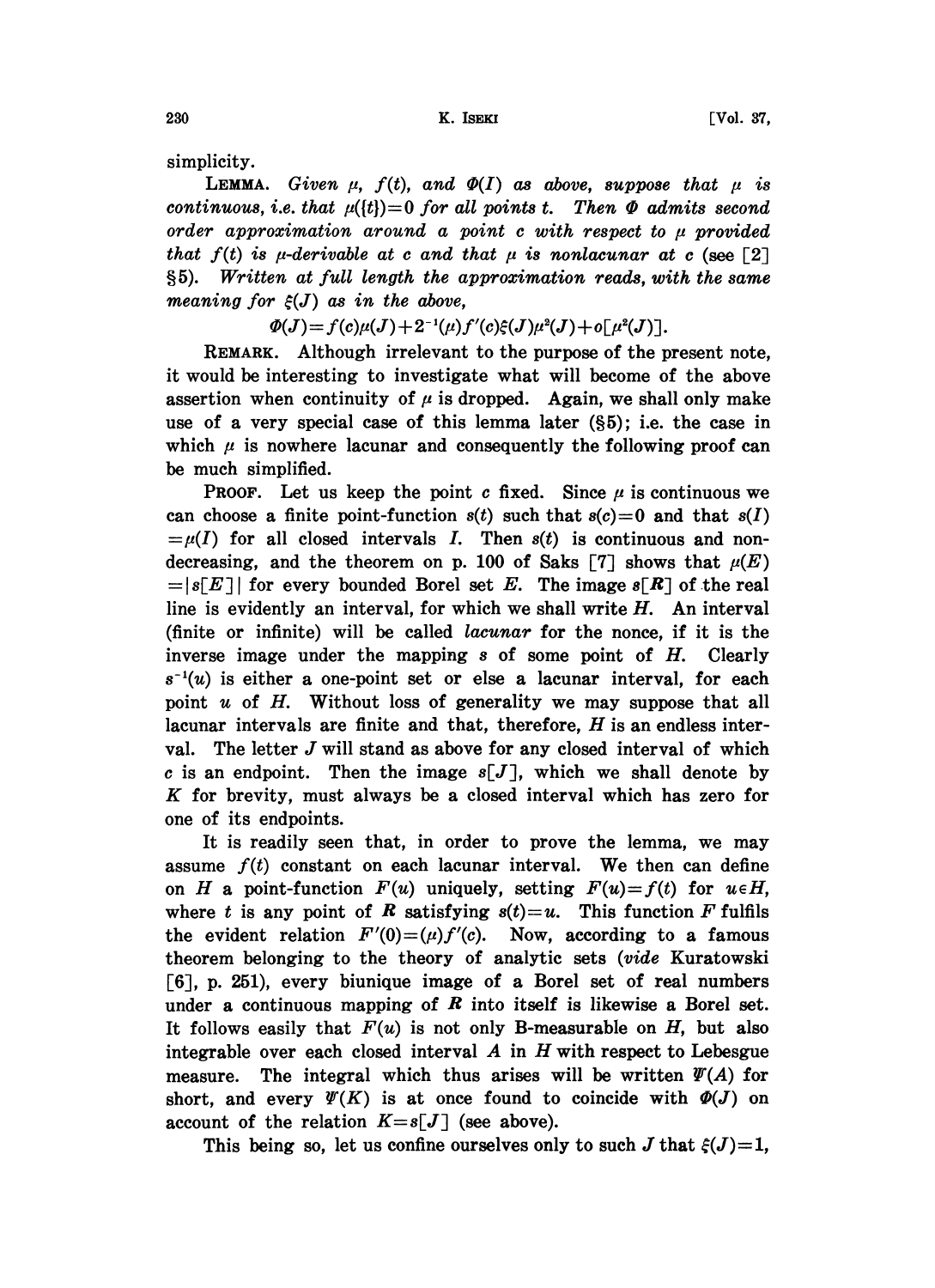simplicity.

**LEMMA.** *Given $\mu$, $f(t)$, and $\Phi(I)$ as above, suppose that $\mu$ is continuous, i.e. that $\mu(\{t\})=0$ for all points $t$. Then $\Phi$ admits second order approximation around a point $c$ with respect to $\mu$ provided that $f(t)$ is $\mu$-derivable at $c$ and that $\mu$ is nonlacunar at $c$ (see [2] §5). Written at full length the approximation reads, with the same meaning for $\xi(J)$ as in the above,*

$$\Phi(J)=f(c)\mu(J)+2^{-1}(\mu)f'(c)\xi(J)\mu^2(J)+o[\mu^2(J)].$$

**REMARK.** Although irrelevant to the purpose of the present note, it would be interesting to investigate what will become of the above assertion when continuity of $\mu$ is dropped. Again, we shall only make use of a very special case of this lemma later (§5); i.e. the case in which $\mu$ is nowhere lacunar and consequently the following proof can be much simplified.

**PROOF.** Let us keep the point $c$ fixed. Since $\mu$ is continuous we can choose a finite point-function $s(t)$ such that $s(c)=0$ and that $s(I)=\mu(I)$ for all closed intervals $I$. Then $s(t)$ is continuous and non-decreasing, and the theorem on p. 100 of Saks [7] shows that $\mu(E)=|s[E]|$ for every bounded Borel set $E$. The image $s[\boldsymbol{R}]$ of the real line is evidently an interval, for which we shall write $H$. An interval (finite or infinite) will be called *lacunar* for the nonce, if it is the inverse image under the mapping $s$ of some point of $H$. Clearly $s^{-1}(u)$ is either a one-point set or else a lacunar interval, for each point $u$ of $H$. Without loss of generality we may suppose that all lacunar intervals are finite and that, therefore, $H$ is an endless interval. The letter $J$ will stand as above for any closed interval of which $c$ is an endpoint. Then the image $s[J]$, which we shall denote by $K$ for brevity, must always be a closed interval which has zero for one of its endpoints.

It is readily seen that, in order to prove the lemma, we may assume $f(t)$ constant on each lacunar interval. We then can define on $H$ a point-function $F(u)$ uniquely, setting $F(u)=f(t)$ for $u\in H$, where $t$ is any point of $\boldsymbol{R}$ satisfying $s(t)=u$. This function $F$ fulfils the evident relation $F'(0)=(\mu)f'(c)$. Now, according to a famous theorem belonging to the theory of analytic sets (*vide* Kuratowski [6], p. 251), every biunique image of a Borel set of real numbers under a continuous mapping of $\boldsymbol{R}$ into itself is likewise a Borel set. It follows easily that $F(u)$ is not only B-measurable on $H$, but also integrable over each closed interval $A$ in $H$ with respect to Lebesgue measure. The integral which thus arises will be written $\Psi(A)$ for short, and every $\Psi(K)$ is at once found to coincide with $\Phi(J)$ on account of the relation $K=s[J]$ (see above).

This being so, let us confine ourselves only to such $J$ that $\xi(J)=1$,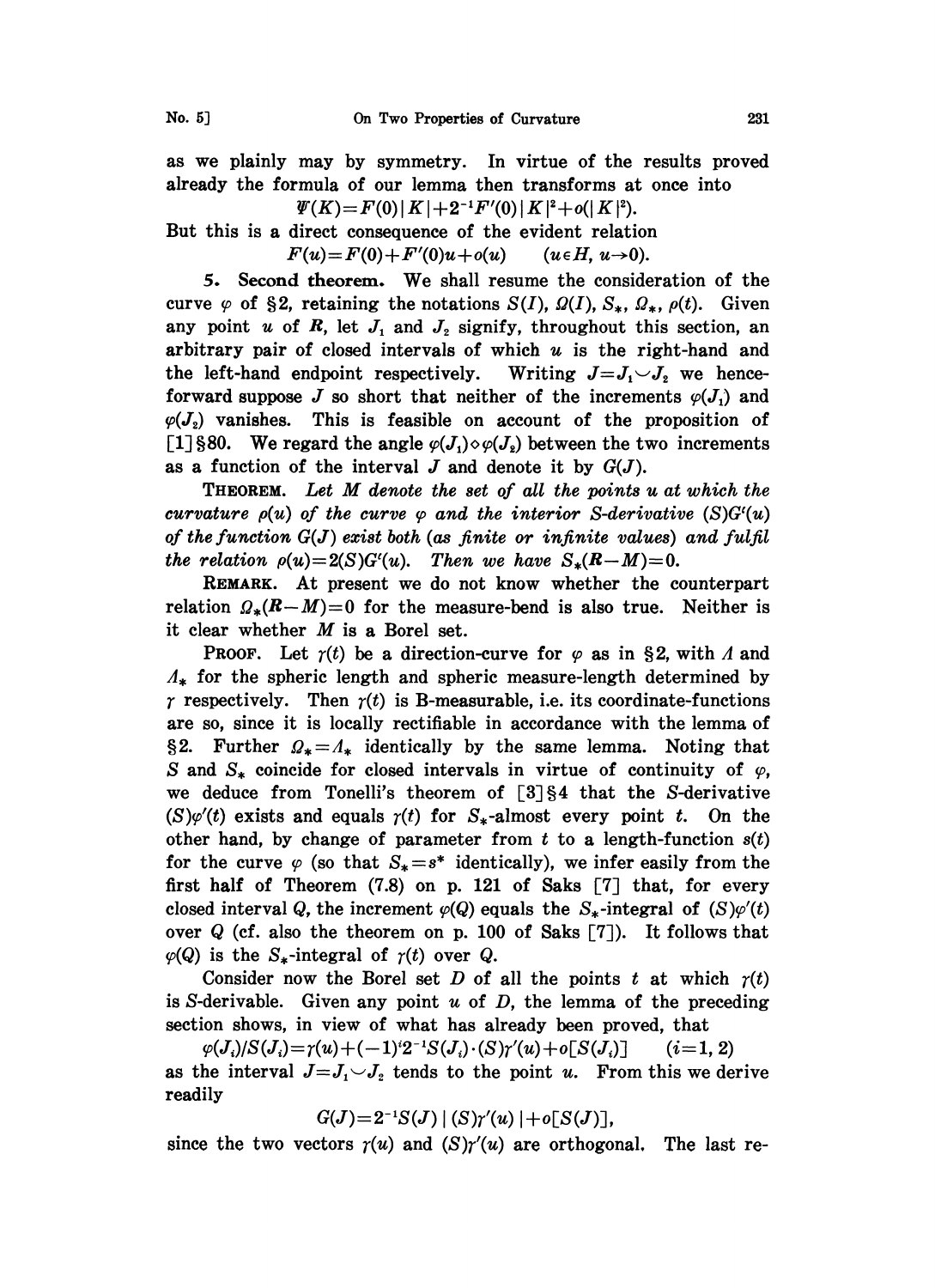as we plainly may by symmetry. In virtue of the results proved already the formula of our lemma then transforms at once into

$$\Psi(K)=F(0)|K|+2^{-1}F'(0)|K|^2+o(|K|^2).$$

But this is a direct consequence of the evident relation

$$F(u)=F(0)+F'(0)u+o(u) \qquad (u\in H,\ u\to 0).$$

**5. Second theorem.** We shall resume the consideration of the curve $\varphi$ of §2, retaining the notations $S(I)$, $\Omega(I)$, $S_*$, $\Omega_*$, $\rho(t)$. Given any point $u$ of $\boldsymbol{R}$, let $J_1$ and $J_2$ signify, throughout this section, an arbitrary pair of closed intervals of which $u$ is the right-hand and the left-hand endpoint respectively. Writing $J=J_1\smile J_2$ we henceforward suppose $J$ so short that neither of the increments $\varphi(J_1)$ and $\varphi(J_2)$ vanishes. This is feasible on account of the proposition of [1] §80. We regard the angle $\varphi(J_1)\diamond\varphi(J_2)$ between the two increments as a function of the interval $J$ and denote it by $G(J)$.

THEOREM. *Let $M$ denote the set of all the points $u$ at which the curvature $\rho(u)$ of the curve $\varphi$ and the interior $S$-derivative $(S)G^i(u)$ of the function $G(J)$ exist both (as finite or infinite values) and fulfil the relation $\rho(u)=2(S)G^i(u)$. Then we have $S_*(\boldsymbol{R}-M)=0$.*

REMARK. At present we do not know whether the counterpart relation $\Omega_*(\boldsymbol{R}-M)=0$ for the measure-bend is also true. Neither is it clear whether $M$ is a Borel set.

PROOF. Let $\gamma(t)$ be a direction-curve for $\varphi$ as in §2, with $\Lambda$ and $\Lambda_*$ for the spheric length and spheric measure-length determined by $\gamma$ respectively. Then $\gamma(t)$ is B-measurable, i.e. its coordinate-functions are so, since it is locally rectifiable in accordance with the lemma of §2. Further $\Omega_*=\Lambda_*$ identically by the same lemma. Noting that $S$ and $S_*$ coincide for closed intervals in virtue of continuity of $\varphi$, we deduce from Tonelli's theorem of [3] §4 that the $S$-derivative $(S)\varphi'(t)$ exists and equals $\gamma(t)$ for $S_*$-almost every point $t$. On the other hand, by change of parameter from $t$ to a length-function $s(t)$ for the curve $\varphi$ (so that $S_*=s^*$ identically), we infer easily from the first half of Theorem (7.8) on p. 121 of Saks [7] that, for every closed interval $Q$, the increment $\varphi(Q)$ equals the $S_*$-integral of $(S)\varphi'(t)$ over $Q$ (cf. also the theorem on p. 100 of Saks [7]). It follows that $\varphi(Q)$ is the $S_*$-integral of $\gamma(t)$ over $Q$.

Consider now the Borel set $D$ of all the points $t$ at which $\gamma(t)$ is $S$-derivable. Given any point $u$ of $D$, the lemma of the preceding section shows, in view of what has already been proved, that

$$\varphi(J_i)/S(J_i)=\gamma(u)+(-1)^i 2^{-1}S(J_i)\cdot(S)\gamma'(u)+o[S(J_i)] \qquad (i=1,2)$$

as the interval $J=J_1\smile J_2$ tends to the point $u$. From this we derive readily

$$G(J)=2^{-1}S(J)\,|\,(S)\gamma'(u)\,|+o[S(J)],$$

since the two vectors $\gamma(u)$ and $(S)\gamma'(u)$ are orthogonal. The last re-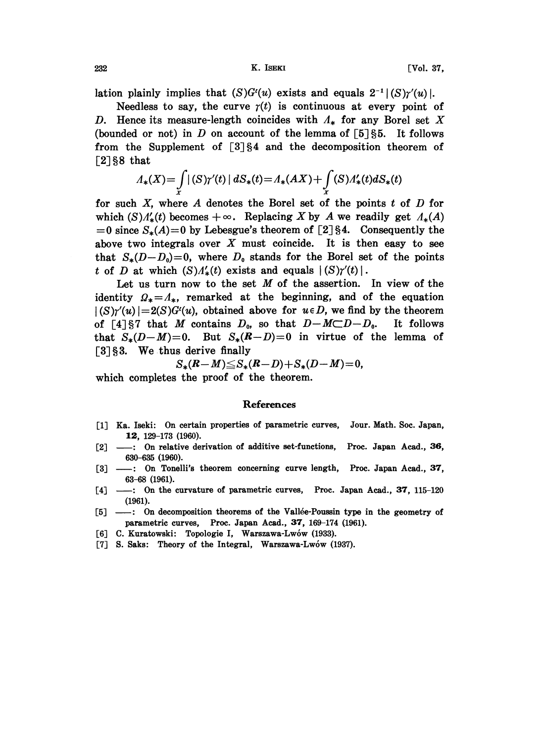lation plainly implies that $(S)G'(u)$ exists and equals $2^{-1}|(S)\gamma'(u)|$.

Needless to say, the curve $\gamma(t)$ is continuous at every point of $D$. Hence its measure-length coincides with $\Lambda_*$ for any Borel set $X$ (bounded or not) in $D$ on account of the lemma of [5] §5. It follows from the Supplement of [3] §4 and the decomposition theorem of [2] §8 that

$$\Lambda_*(X)=\int_X |(S)\gamma'(t)|\,dS_*(t)=\Lambda_*(AX)+\int_X (S)\Lambda'_*(t)dS_*(t)$$

for such $X$, where $A$ denotes the Borel set of the points $t$ of $D$ for which $(S)\Lambda'_*(t)$ becomes $+\infty$. Replacing $X$ by $A$ we readily get $\Lambda_*(A)=0$ since $S_*(A)=0$ by Lebesgue's theorem of [2] §4. Consequently the above two integrals over $X$ must coincide. It is then easy to see that $S_*(D-D_0)=0$, where $D_0$ stands for the Borel set of the points $t$ of $D$ at which $(S)\Lambda'_*(t)$ exists and equals $|(S)\gamma'(t)|$.

Let us turn now to the set $M$ of the assertion. In view of the identity $\Omega_*=\Lambda_*$, remarked at the beginning, and of the equation $|(S)\gamma'(u)|=2(S)G'(u)$, obtained above for $u\in D$, we find by the theorem of [4] §7 that $M$ contains $D_0$, so that $D-M\subset D-D_0$. It follows that $S_*(D-M)=0$. But $S_*(\boldsymbol{R}-D)=0$ in virtue of the lemma of [3] §3. We thus derive finally

$$S_*(\boldsymbol{R}-M)\leqq S_*(\boldsymbol{R}-D)+S_*(D-M)=0,$$

which completes the proof of the theorem.

## References

[1] Ka. Iseki: On certain properties of parametric curves, Jour. Math. Soc. Japan, **12**, 129-173 (1960).

[2] ——: On relative derivation of additive set-functions, Proc. Japan Acad., **36**, 630-635 (1960).

[3] ——: On Tonelli's theorem concerning curve length, Proc. Japan Acad., **37**, 63-68 (1961).

[4] ——: On the curvature of parametric curves, Proc. Japan Acad., **37**, 115-120 (1961).

[5] ——: On decomposition theorems of the Vallée-Poussin type in the geometry of parametric curves, Proc. Japan Acad., **37**, 169-174 (1961).

[6] C. Kuratowski: Topologie I, Warszawa-Lwów (1933).

[7] S. Saks: Theory of the Integral, Warszawa-Lwów (1937).